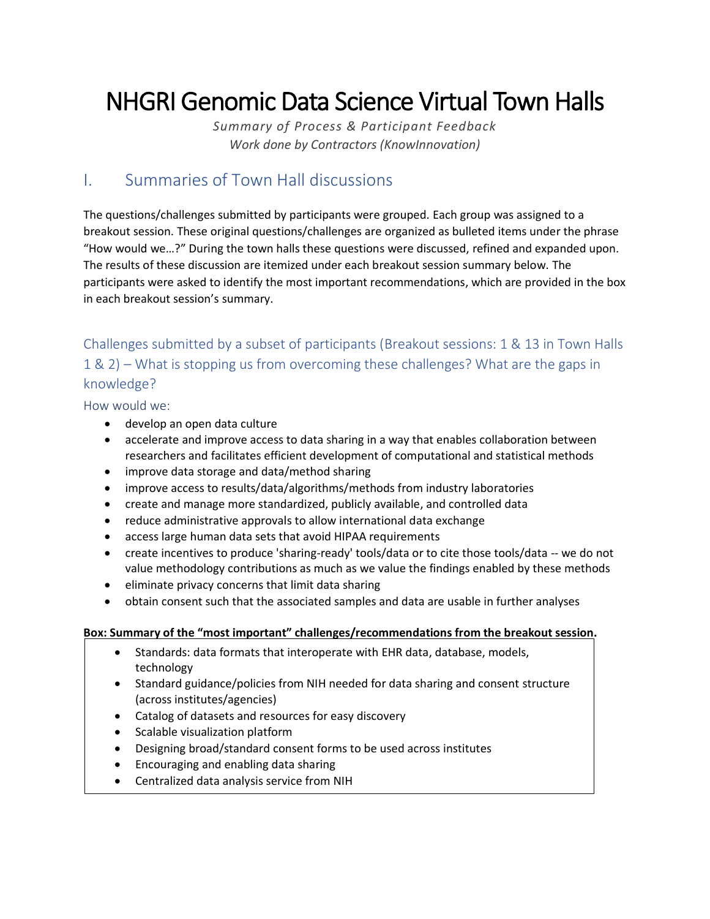# NHGRI Genomic Data Science Virtual Town Halls

*Summary of Process & Participant Feedback*
*Work done by Contractors (KnowInnovation)*

## I. Summaries of Town Hall discussions

The questions/challenges submitted by participants were grouped. Each group was assigned to a breakout session. These original questions/challenges are organized as bulleted items under the phrase "How would we…?" During the town halls these questions were discussed, refined and expanded upon. The results of these discussion are itemized under each breakout session summary below. The participants were asked to identify the most important recommendations, which are provided in the box in each breakout session's summary.

### Challenges submitted by a subset of participants (Breakout sessions: 1 & 13 in Town Halls 1 & 2) – What is stopping us from overcoming these challenges? What are the gaps in knowledge?

#### How would we:

- develop an open data culture
- accelerate and improve access to data sharing in a way that enables collaboration between researchers and facilitates efficient development of computational and statistical methods
- improve data storage and data/method sharing
- improve access to results/data/algorithms/methods from industry laboratories
- create and manage more standardized, publicly available, and controlled data
- reduce administrative approvals to allow international data exchange
- access large human data sets that avoid HIPAA requirements
- create incentives to produce 'sharing-ready' tools/data or to cite those tools/data -- we do not value methodology contributions as much as we value the findings enabled by these methods
- eliminate privacy concerns that limit data sharing
- obtain consent such that the associated samples and data are usable in further analyses

**Box: Summary of the "most important" challenges/recommendations from the breakout session.**

- Standards: data formats that interoperate with EHR data, database, models, technology
- Standard guidance/policies from NIH needed for data sharing and consent structure (across institutes/agencies)
- Catalog of datasets and resources for easy discovery
- Scalable visualization platform
- Designing broad/standard consent forms to be used across institutes
- Encouraging and enabling data sharing
- Centralized data analysis service from NIH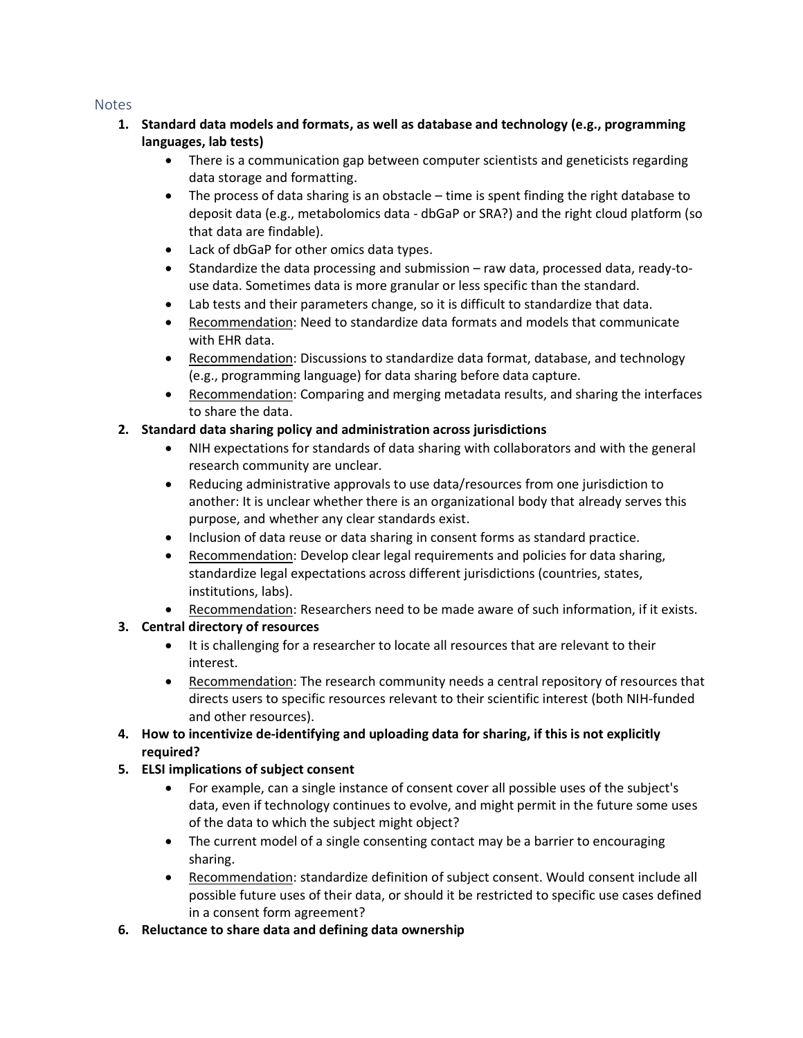## Notes

1. **Standard data models and formats, as well as database and technology (e.g., programming languages, lab tests)**
    - There is a communication gap between computer scientists and geneticists regarding data storage and formatting.
    - The process of data sharing is an obstacle – time is spent finding the right database to deposit data (e.g., metabolomics data - dbGaP or SRA?) and the right cloud platform (so that data are findable).
    - Lack of dbGaP for other omics data types.
    - Standardize the data processing and submission – raw data, processed data, ready-to-use data. Sometimes data is more granular or less specific than the standard.
    - Lab tests and their parameters change, so it is difficult to standardize that data.
    - <u>Recommendation</u>: Need to standardize data formats and models that communicate with EHR data.
    - <u>Recommendation</u>: Discussions to standardize data format, database, and technology (e.g., programming language) for data sharing before data capture.
    - <u>Recommendation</u>: Comparing and merging metadata results, and sharing the interfaces to share the data.
2. **Standard data sharing policy and administration across jurisdictions**
    - NIH expectations for standards of data sharing with collaborators and with the general research community are unclear.
    - Reducing administrative approvals to use data/resources from one jurisdiction to another: It is unclear whether there is an organizational body that already serves this purpose, and whether any clear standards exist.
    - Inclusion of data reuse or data sharing in consent forms as standard practice.
    - <u>Recommendation</u>: Develop clear legal requirements and policies for data sharing, standardize legal expectations across different jurisdictions (countries, states, institutions, labs).
    - <u>Recommendation</u>: Researchers need to be made aware of such information, if it exists.
3. **Central directory of resources**
    - It is challenging for a researcher to locate all resources that are relevant to their interest.
    - <u>Recommendation</u>: The research community needs a central repository of resources that directs users to specific resources relevant to their scientific interest (both NIH-funded and other resources).
4. **How to incentivize de-identifying and uploading data for sharing, if this is not explicitly required?**
5. **ELSI implications of subject consent**
    - For example, can a single instance of consent cover all possible uses of the subject's data, even if technology continues to evolve, and might permit in the future some uses of the data to which the subject might object?
    - The current model of a single consenting contact may be a barrier to encouraging sharing.
    - <u>Recommendation</u>: standardize definition of subject consent. Would consent include all possible future uses of their data, or should it be restricted to specific use cases defined in a consent form agreement?
6. **Reluctance to share data and defining data ownership**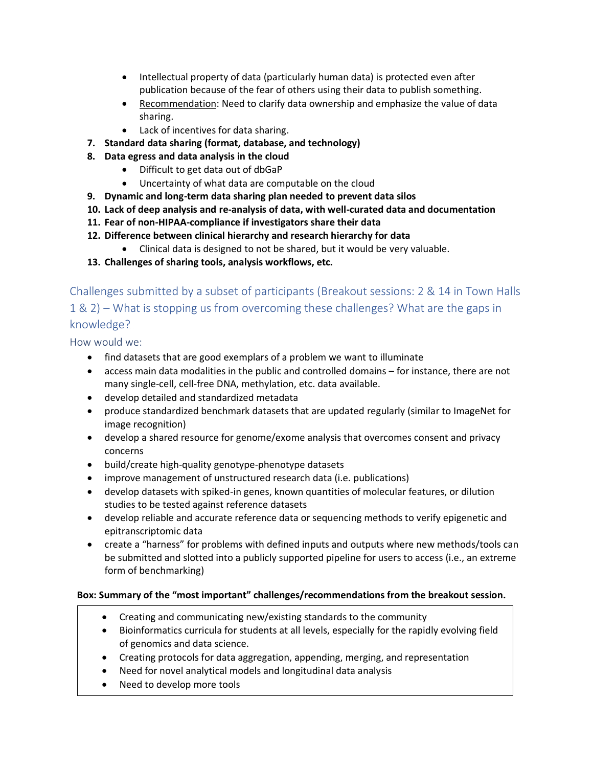- Intellectual property of data (particularly human data) is protected even after publication because of the fear of others using their data to publish something.
- Recommendation: Need to clarify data ownership and emphasize the value of data sharing.
- Lack of incentives for data sharing.

7. **Standard data sharing (format, database, and technology)**
8. **Data egress and data analysis in the cloud**
   - Difficult to get data out of dbGaP
   - Uncertainty of what data are computable on the cloud
9. **Dynamic and long-term data sharing plan needed to prevent data silos**
10. **Lack of deep analysis and re-analysis of data, with well-curated data and documentation**
11. **Fear of non-HIPAA-compliance if investigators share their data**
12. **Difference between clinical hierarchy and research hierarchy for data**
    - Clinical data is designed to not be shared, but it would be very valuable.
13. **Challenges of sharing tools, analysis workflows, etc.**

## Challenges submitted by a subset of participants (Breakout sessions: 2 & 14 in Town Halls 1 & 2) – What is stopping us from overcoming these challenges? What are the gaps in knowledge?

### How would we:

- find datasets that are good exemplars of a problem we want to illuminate
- access main data modalities in the public and controlled domains – for instance, there are not many single-cell, cell-free DNA, methylation, etc. data available.
- develop detailed and standardized metadata
- produce standardized benchmark datasets that are updated regularly (similar to ImageNet for image recognition)
- develop a shared resource for genome/exome analysis that overcomes consent and privacy concerns
- build/create high-quality genotype-phenotype datasets
- improve management of unstructured research data (i.e. publications)
- develop datasets with spiked-in genes, known quantities of molecular features, or dilution studies to be tested against reference datasets
- develop reliable and accurate reference data or sequencing methods to verify epigenetic and epitranscriptomic data
- create a "harness" for problems with defined inputs and outputs where new methods/tools can be submitted and slotted into a publicly supported pipeline for users to access (i.e., an extreme form of benchmarking)

**Box: Summary of the "most important" challenges/recommendations from the breakout session.**

- Creating and communicating new/existing standards to the community
- Bioinformatics curricula for students at all levels, especially for the rapidly evolving field of genomics and data science.
- Creating protocols for data aggregation, appending, merging, and representation
- Need for novel analytical models and longitudinal data analysis
- Need to develop more tools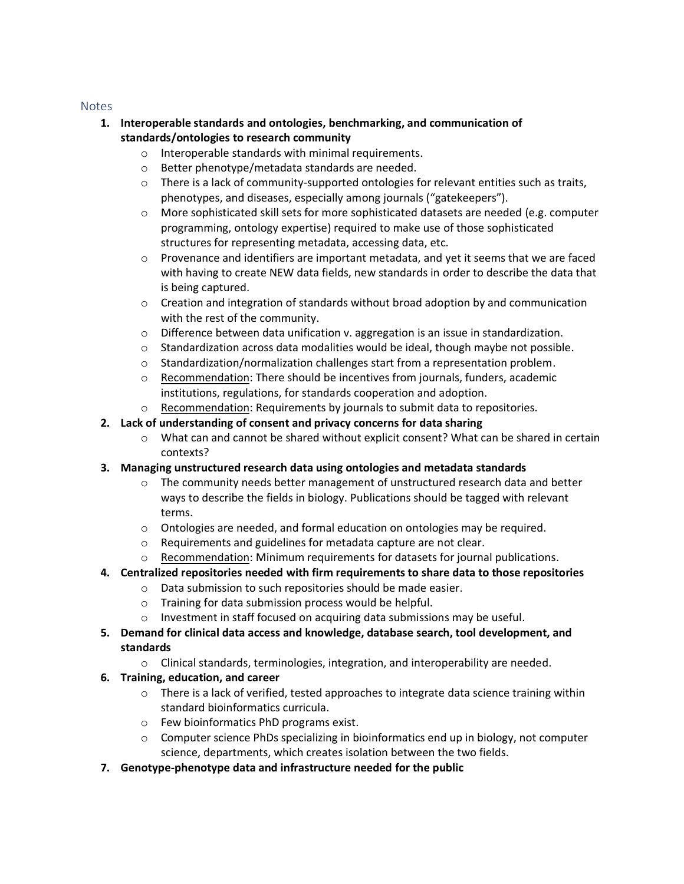## Notes

1. **Interoperable standards and ontologies, benchmarking, and communication of standards/ontologies to research community**
   - Interoperable standards with minimal requirements.
   - Better phenotype/metadata standards are needed.
   - There is a lack of community-supported ontologies for relevant entities such as traits, phenotypes, and diseases, especially among journals ("gatekeepers").
   - More sophisticated skill sets for more sophisticated datasets are needed (e.g. computer programming, ontology expertise) required to make use of those sophisticated structures for representing metadata, accessing data, etc.
   - Provenance and identifiers are important metadata, and yet it seems that we are faced with having to create NEW data fields, new standards in order to describe the data that is being captured.
   - Creation and integration of standards without broad adoption by and communication with the rest of the community.
   - Difference between data unification v. aggregation is an issue in standardization.
   - Standardization across data modalities would be ideal, though maybe not possible.
   - Standardization/normalization challenges start from a representation problem.
   - Recommendation: There should be incentives from journals, funders, academic institutions, regulations, for standards cooperation and adoption.
   - Recommendation: Requirements by journals to submit data to repositories.
2. **Lack of understanding of consent and privacy concerns for data sharing**
   - What can and cannot be shared without explicit consent? What can be shared in certain contexts?
3. **Managing unstructured research data using ontologies and metadata standards**
   - The community needs better management of unstructured research data and better ways to describe the fields in biology. Publications should be tagged with relevant terms.
   - Ontologies are needed, and formal education on ontologies may be required.
   - Requirements and guidelines for metadata capture are not clear.
   - Recommendation: Minimum requirements for datasets for journal publications.
4. **Centralized repositories needed with firm requirements to share data to those repositories**
   - Data submission to such repositories should be made easier.
   - Training for data submission process would be helpful.
   - Investment in staff focused on acquiring data submissions may be useful.
5. **Demand for clinical data access and knowledge, database search, tool development, and standards**
   - Clinical standards, terminologies, integration, and interoperability are needed.
6. **Training, education, and career**
   - There is a lack of verified, tested approaches to integrate data science training within standard bioinformatics curricula.
   - Few bioinformatics PhD programs exist.
   - Computer science PhDs specializing in bioinformatics end up in biology, not computer science, departments, which creates isolation between the two fields.
7. **Genotype-phenotype data and infrastructure needed for the public**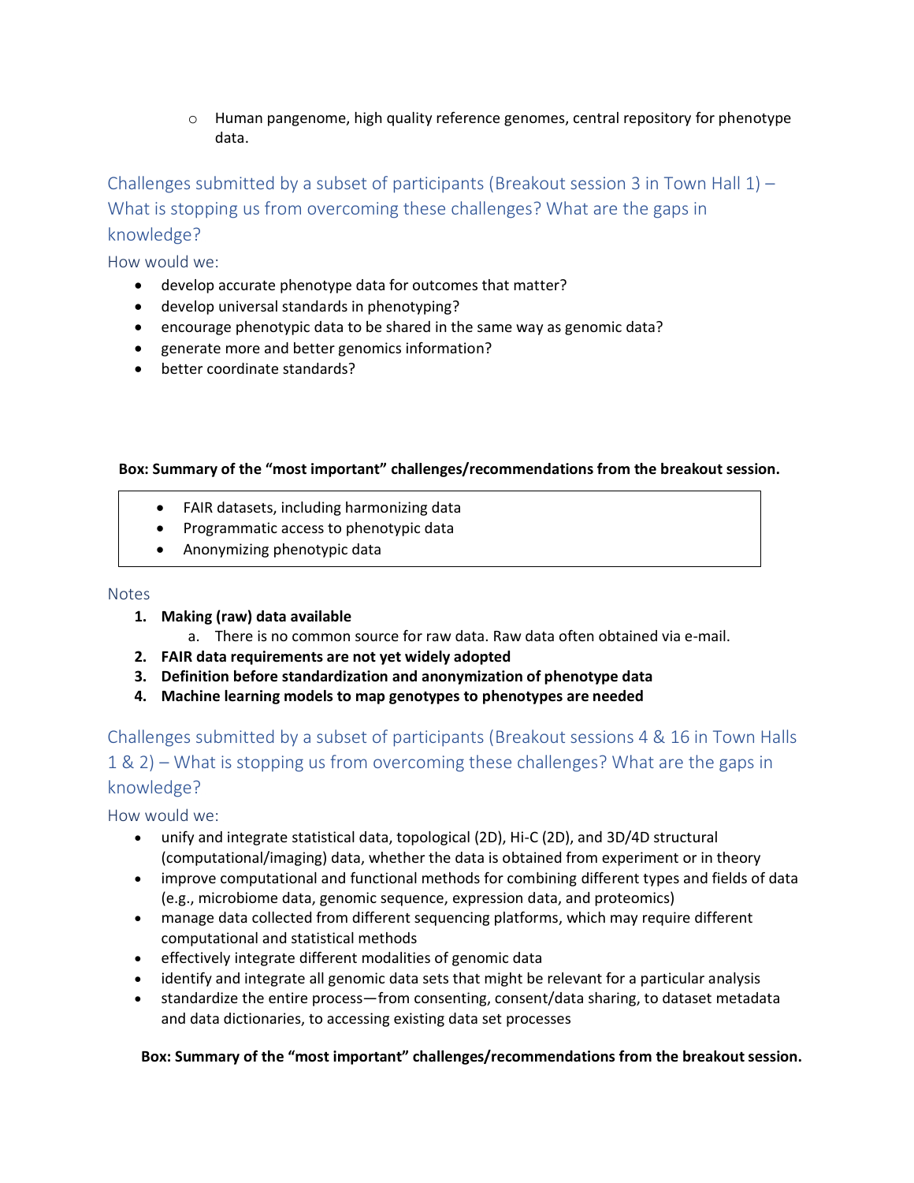- Human pangenome, high quality reference genomes, central repository for phenotype data.

## Challenges submitted by a subset of participants (Breakout session 3 in Town Hall 1) – What is stopping us from overcoming these challenges? What are the gaps in knowledge?

### How would we:

- develop accurate phenotype data for outcomes that matter?
- develop universal standards in phenotyping?
- encourage phenotypic data to be shared in the same way as genomic data?
- generate more and better genomics information?
- better coordinate standards?

**Box: Summary of the "most important" challenges/recommendations from the breakout session.**

- FAIR datasets, including harmonizing data
- Programmatic access to phenotypic data
- Anonymizing phenotypic data

### Notes

1. **Making (raw) data available**
   a. There is no common source for raw data. Raw data often obtained via e-mail.
2. **FAIR data requirements are not yet widely adopted**
3. **Definition before standardization and anonymization of phenotype data**
4. **Machine learning models to map genotypes to phenotypes are needed**

## Challenges submitted by a subset of participants (Breakout sessions 4 & 16 in Town Halls 1 & 2) – What is stopping us from overcoming these challenges? What are the gaps in knowledge?

### How would we:

- unify and integrate statistical data, topological (2D), Hi-C (2D), and 3D/4D structural (computational/imaging) data, whether the data is obtained from experiment or in theory
- improve computational and functional methods for combining different types and fields of data (e.g., microbiome data, genomic sequence, expression data, and proteomics)
- manage data collected from different sequencing platforms, which may require different computational and statistical methods
- effectively integrate different modalities of genomic data
- identify and integrate all genomic data sets that might be relevant for a particular analysis
- standardize the entire process—from consenting, consent/data sharing, to dataset metadata and data dictionaries, to accessing existing data set processes

**Box: Summary of the "most important" challenges/recommendations from the breakout session.**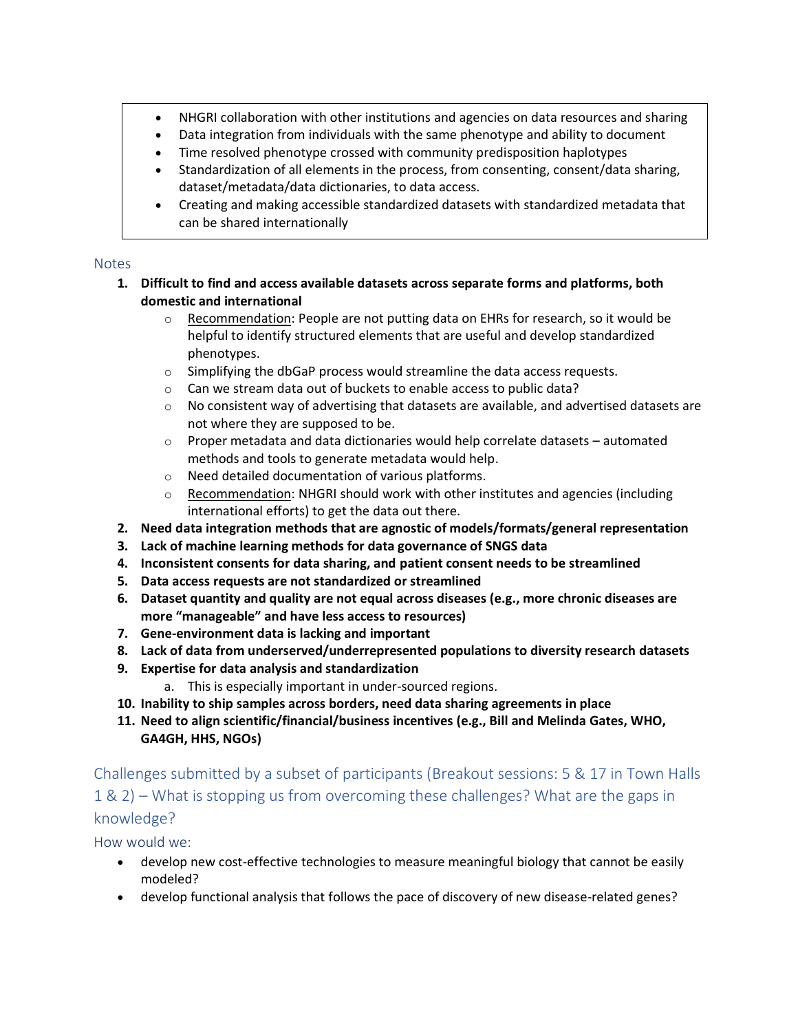- NHGRI collaboration with other institutions and agencies on data resources and sharing
- Data integration from individuals with the same phenotype and ability to document
- Time resolved phenotype crossed with community predisposition haplotypes
- Standardization of all elements in the process, from consenting, consent/data sharing, dataset/metadata/data dictionaries, to data access.
- Creating and making accessible standardized datasets with standardized metadata that can be shared internationally

### Notes

1. **Difficult to find and access available datasets across separate forms and platforms, both domestic and international**
   - Recommendation: People are not putting data on EHRs for research, so it would be helpful to identify structured elements that are useful and develop standardized phenotypes.
   - Simplifying the dbGaP process would streamline the data access requests.
   - Can we stream data out of buckets to enable access to public data?
   - No consistent way of advertising that datasets are available, and advertised datasets are not where they are supposed to be.
   - Proper metadata and data dictionaries would help correlate datasets – automated methods and tools to generate metadata would help.
   - Need detailed documentation of various platforms.
   - Recommendation: NHGRI should work with other institutes and agencies (including international efforts) to get the data out there.
2. **Need data integration methods that are agnostic of models/formats/general representation**
3. **Lack of machine learning methods for data governance of SNGS data**
4. **Inconsistent consents for data sharing, and patient consent needs to be streamlined**
5. **Data access requests are not standardized or streamlined**
6. **Dataset quantity and quality are not equal across diseases (e.g., more chronic diseases are more "manageable" and have less access to resources)**
7. **Gene-environment data is lacking and important**
8. **Lack of data from underserved/underrepresented populations to diversity research datasets**
9. **Expertise for data analysis and standardization**
   a. This is especially important in under-sourced regions.
10. **Inability to ship samples across borders, need data sharing agreements in place**
11. **Need to align scientific/financial/business incentives (e.g., Bill and Melinda Gates, WHO, GA4GH, HHS, NGOs)**

## Challenges submitted by a subset of participants (Breakout sessions: 5 & 17 in Town Halls 1 & 2) – What is stopping us from overcoming these challenges? What are the gaps in knowledge?

### How would we:

- develop new cost-effective technologies to measure meaningful biology that cannot be easily modeled?
- develop functional analysis that follows the pace of discovery of new disease-related genes?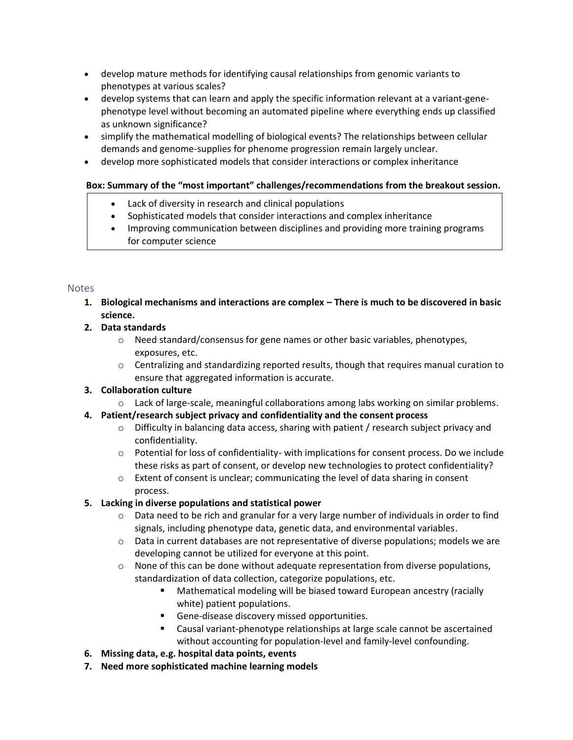- develop mature methods for identifying causal relationships from genomic variants to phenotypes at various scales?
- develop systems that can learn and apply the specific information relevant at a variant-gene-phenotype level without becoming an automated pipeline where everything ends up classified as unknown significance?
- simplify the mathematical modelling of biological events? The relationships between cellular demands and genome-supplies for phenome progression remain largely unclear.
- develop more sophisticated models that consider interactions or complex inheritance

**Box: Summary of the "most important" challenges/recommendations from the breakout session.**

- Lack of diversity in research and clinical populations
- Sophisticated models that consider interactions and complex inheritance
- Improving communication between disciplines and providing more training programs for computer science

## Notes

1. **Biological mechanisms and interactions are complex – There is much to be discovered in basic science.**
2. **Data standards**
    - Need standard/consensus for gene names or other basic variables, phenotypes, exposures, etc.
    - Centralizing and standardizing reported results, though that requires manual curation to ensure that aggregated information is accurate.
3. **Collaboration culture**
    - Lack of large-scale, meaningful collaborations among labs working on similar problems.
4. **Patient/research subject privacy and confidentiality and the consent process**
    - Difficulty in balancing data access, sharing with patient / research subject privacy and confidentiality.
    - Potential for loss of confidentiality- with implications for consent process. Do we include these risks as part of consent, or develop new technologies to protect confidentiality?
    - Extent of consent is unclear; communicating the level of data sharing in consent process.
5. **Lacking in diverse populations and statistical power**
    - Data need to be rich and granular for a very large number of individuals in order to find signals, including phenotype data, genetic data, and environmental variables.
    - Data in current databases are not representative of diverse populations; models we are developing cannot be utilized for everyone at this point.
    - None of this can be done without adequate representation from diverse populations, standardization of data collection, categorize populations, etc.
        - Mathematical modeling will be biased toward European ancestry (racially white) patient populations.
        - Gene-disease discovery missed opportunities.
        - Causal variant-phenotype relationships at large scale cannot be ascertained without accounting for population-level and family-level confounding.
6. **Missing data, e.g. hospital data points, events**
7. **Need more sophisticated machine learning models**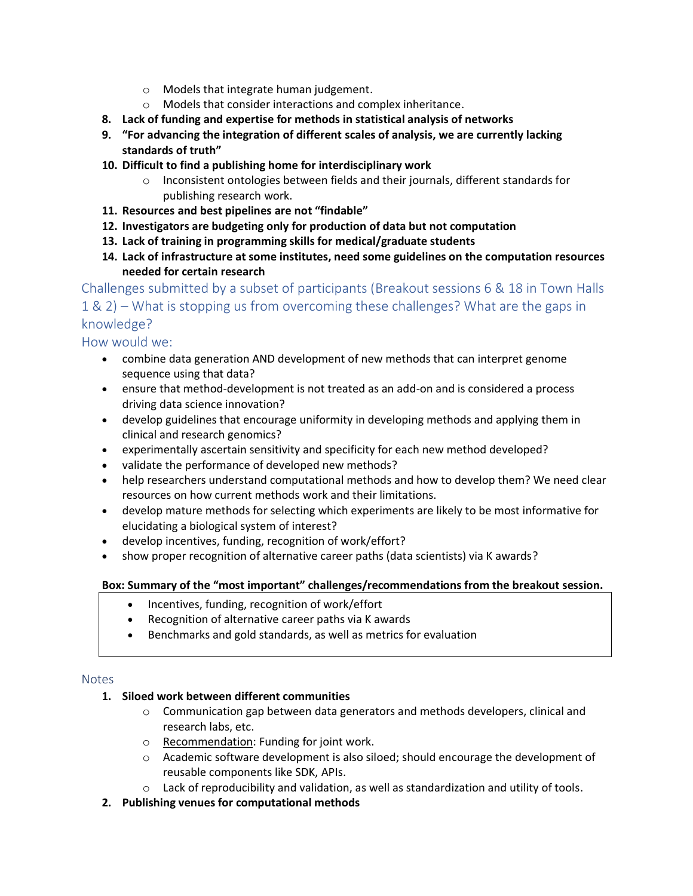- Models that integrate human judgement.
    - Models that consider interactions and complex inheritance.
8. **Lack of funding and expertise for methods in statistical analysis of networks**
9. **"For advancing the integration of different scales of analysis, we are currently lacking standards of truth"**
10. **Difficult to find a publishing home for interdisciplinary work**
    - Inconsistent ontologies between fields and their journals, different standards for publishing research work.
11. **Resources and best pipelines are not "findable"**
12. **Investigators are budgeting only for production of data but not computation**
13. **Lack of training in programming skills for medical/graduate students**
14. **Lack of infrastructure at some institutes, need some guidelines on the computation resources needed for certain research**

## Challenges submitted by a subset of participants (Breakout sessions 6 & 18 in Town Halls 1 & 2) – What is stopping us from overcoming these challenges? What are the gaps in knowledge?

## How would we:

- combine data generation AND development of new methods that can interpret genome sequence using that data?
- ensure that method-development is not treated as an add-on and is considered a process driving data science innovation?
- develop guidelines that encourage uniformity in developing methods and applying them in clinical and research genomics?
- experimentally ascertain sensitivity and specificity for each new method developed?
- validate the performance of developed new methods?
- help researchers understand computational methods and how to develop them? We need clear resources on how current methods work and their limitations.
- develop mature methods for selecting which experiments are likely to be most informative for elucidating a biological system of interest?
- develop incentives, funding, recognition of work/effort?
- show proper recognition of alternative career paths (data scientists) via K awards?

**Box: Summary of the "most important" challenges/recommendations from the breakout session.**

> - Incentives, funding, recognition of work/effort
> - Recognition of alternative career paths via K awards
> - Benchmarks and gold standards, as well as metrics for evaluation

## Notes

1. **Siloed work between different communities**
    - Communication gap between data generators and methods developers, clinical and research labs, etc.
    - Recommendation: Funding for joint work.
    - Academic software development is also siloed; should encourage the development of reusable components like SDK, APIs.
    - Lack of reproducibility and validation, as well as standardization and utility of tools.
2. **Publishing venues for computational methods**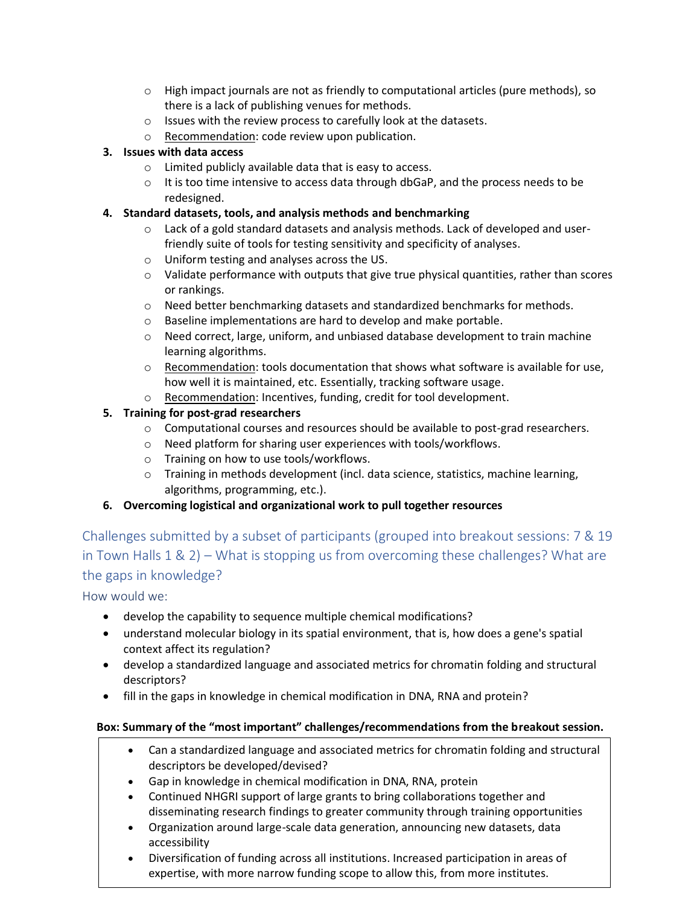- High impact journals are not as friendly to computational articles (pure methods), so there is a lack of publishing venues for methods.
  - Issues with the review process to carefully look at the datasets.
  - Recommendation: code review upon publication.

3. **Issues with data access**
   - Limited publicly available data that is easy to access.
   - It is too time intensive to access data through dbGaP, and the process needs to be redesigned.

4. **Standard datasets, tools, and analysis methods and benchmarking**
   - Lack of a gold standard datasets and analysis methods. Lack of developed and user-friendly suite of tools for testing sensitivity and specificity of analyses.
   - Uniform testing and analyses across the US.
   - Validate performance with outputs that give true physical quantities, rather than scores or rankings.
   - Need better benchmarking datasets and standardized benchmarks for methods.
   - Baseline implementations are hard to develop and make portable.
   - Need correct, large, uniform, and unbiased database development to train machine learning algorithms.
   - Recommendation: tools documentation that shows what software is available for use, how well it is maintained, etc. Essentially, tracking software usage.
   - Recommendation: Incentives, funding, credit for tool development.

5. **Training for post-grad researchers**
   - Computational courses and resources should be available to post-grad researchers.
   - Need platform for sharing user experiences with tools/workflows.
   - Training on how to use tools/workflows.
   - Training in methods development (incl. data science, statistics, machine learning, algorithms, programming, etc.).

6. **Overcoming logistical and organizational work to pull together resources**

## Challenges submitted by a subset of participants (grouped into breakout sessions: 7 & 19 in Town Halls 1 & 2) – What is stopping us from overcoming these challenges? What are the gaps in knowledge?

### How would we:

- develop the capability to sequence multiple chemical modifications?
- understand molecular biology in its spatial environment, that is, how does a gene's spatial context affect its regulation?
- develop a standardized language and associated metrics for chromatin folding and structural descriptors?
- fill in the gaps in knowledge in chemical modification in DNA, RNA and protein?

**Box: Summary of the "most important" challenges/recommendations from the breakout session.**

- Can a standardized language and associated metrics for chromatin folding and structural descriptors be developed/devised?
- Gap in knowledge in chemical modification in DNA, RNA, protein
- Continued NHGRI support of large grants to bring collaborations together and disseminating research findings to greater community through training opportunities
- Organization around large-scale data generation, announcing new datasets, data accessibility
- Diversification of funding across all institutions. Increased participation in areas of expertise, with more narrow funding scope to allow this, from more institutes.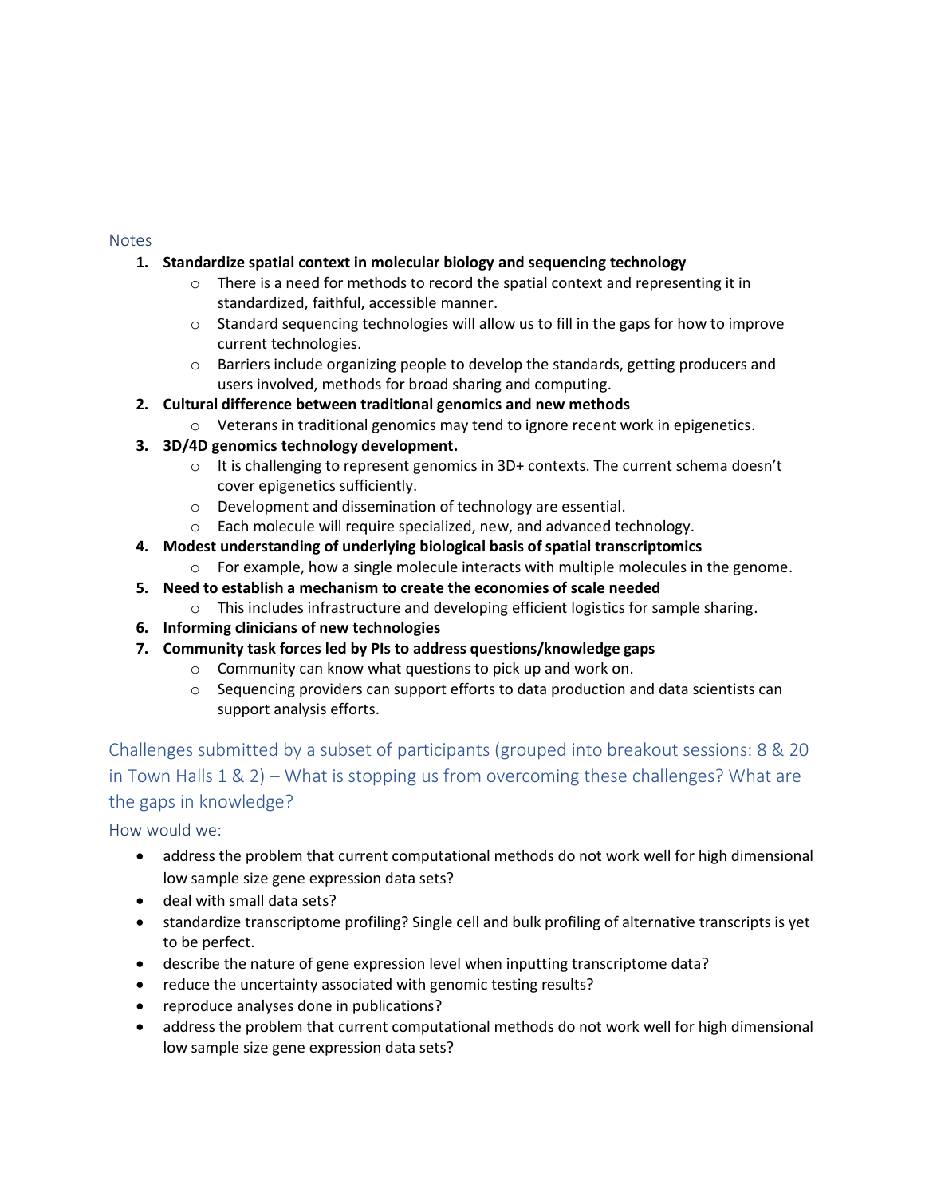## Notes

1. **Standardize spatial context in molecular biology and sequencing technology**
   - There is a need for methods to record the spatial context and representing it in standardized, faithful, accessible manner.
   - Standard sequencing technologies will allow us to fill in the gaps for how to improve current technologies.
   - Barriers include organizing people to develop the standards, getting producers and users involved, methods for broad sharing and computing.
2. **Cultural difference between traditional genomics and new methods**
   - Veterans in traditional genomics may tend to ignore recent work in epigenetics.
3. **3D/4D genomics technology development.**
   - It is challenging to represent genomics in 3D+ contexts. The current schema doesn't cover epigenetics sufficiently.
   - Development and dissemination of technology are essential.
   - Each molecule will require specialized, new, and advanced technology.
4. **Modest understanding of underlying biological basis of spatial transcriptomics**
   - For example, how a single molecule interacts with multiple molecules in the genome.
5. **Need to establish a mechanism to create the economies of scale needed**
   - This includes infrastructure and developing efficient logistics for sample sharing.
6. **Informing clinicians of new technologies**
7. **Community task forces led by PIs to address questions/knowledge gaps**
   - Community can know what questions to pick up and work on.
   - Sequencing providers can support efforts to data production and data scientists can support analysis efforts.

## Challenges submitted by a subset of participants (grouped into breakout sessions: 8 & 20 in Town Halls 1 & 2) – What is stopping us from overcoming these challenges? What are the gaps in knowledge?

### How would we:

- address the problem that current computational methods do not work well for high dimensional low sample size gene expression data sets?
- deal with small data sets?
- standardize transcriptome profiling? Single cell and bulk profiling of alternative transcripts is yet to be perfect.
- describe the nature of gene expression level when inputting transcriptome data?
- reduce the uncertainty associated with genomic testing results?
- reproduce analyses done in publications?
- address the problem that current computational methods do not work well for high dimensional low sample size gene expression data sets?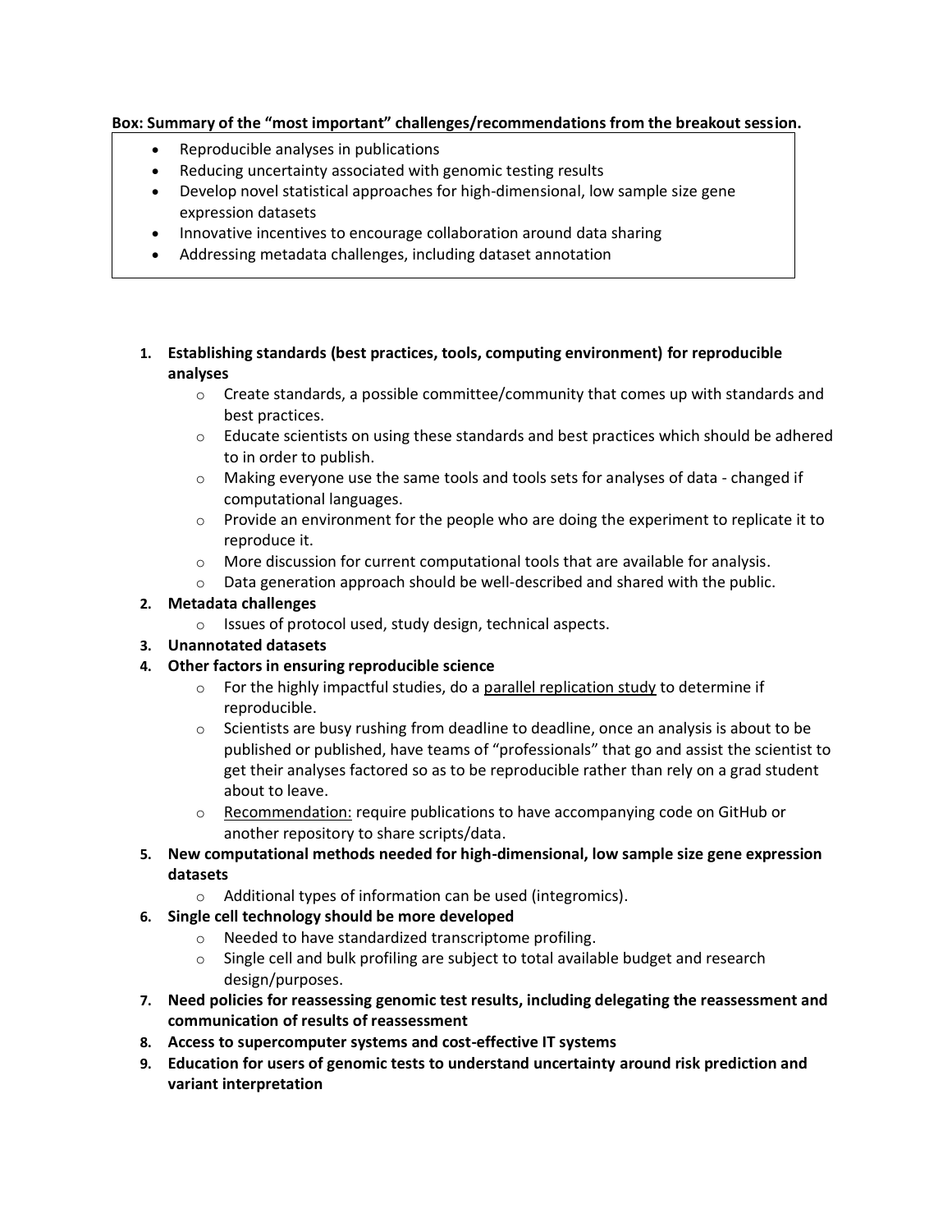**Box: Summary of the "most important" challenges/recommendations from the breakout session.**

- Reproducible analyses in publications
- Reducing uncertainty associated with genomic testing results
- Develop novel statistical approaches for high-dimensional, low sample size gene expression datasets
- Innovative incentives to encourage collaboration around data sharing
- Addressing metadata challenges, including dataset annotation

1. **Establishing standards (best practices, tools, computing environment) for reproducible analyses**
    - Create standards, a possible committee/community that comes up with standards and best practices.
    - Educate scientists on using these standards and best practices which should be adhered to in order to publish.
    - Making everyone use the same tools and tools sets for analyses of data - changed if computational languages.
    - Provide an environment for the people who are doing the experiment to replicate it to reproduce it.
    - More discussion for current computational tools that are available for analysis.
    - Data generation approach should be well-described and shared with the public.
2. **Metadata challenges**
    - Issues of protocol used, study design, technical aspects.
3. **Unannotated datasets**
4. **Other factors in ensuring reproducible science**
    - For the highly impactful studies, do a parallel replication study to determine if reproducible.
    - Scientists are busy rushing from deadline to deadline, once an analysis is about to be published or published, have teams of "professionals" that go and assist the scientist to get their analyses factored so as to be reproducible rather than rely on a grad student about to leave.
    - Recommendation: require publications to have accompanying code on GitHub or another repository to share scripts/data.
5. **New computational methods needed for high-dimensional, low sample size gene expression datasets**
    - Additional types of information can be used (integromics).
6. **Single cell technology should be more developed**
    - Needed to have standardized transcriptome profiling.
    - Single cell and bulk profiling are subject to total available budget and research design/purposes.
7. **Need policies for reassessing genomic test results, including delegating the reassessment and communication of results of reassessment**
8. **Access to supercomputer systems and cost-effective IT systems**
9. **Education for users of genomic tests to understand uncertainty around risk prediction and variant interpretation**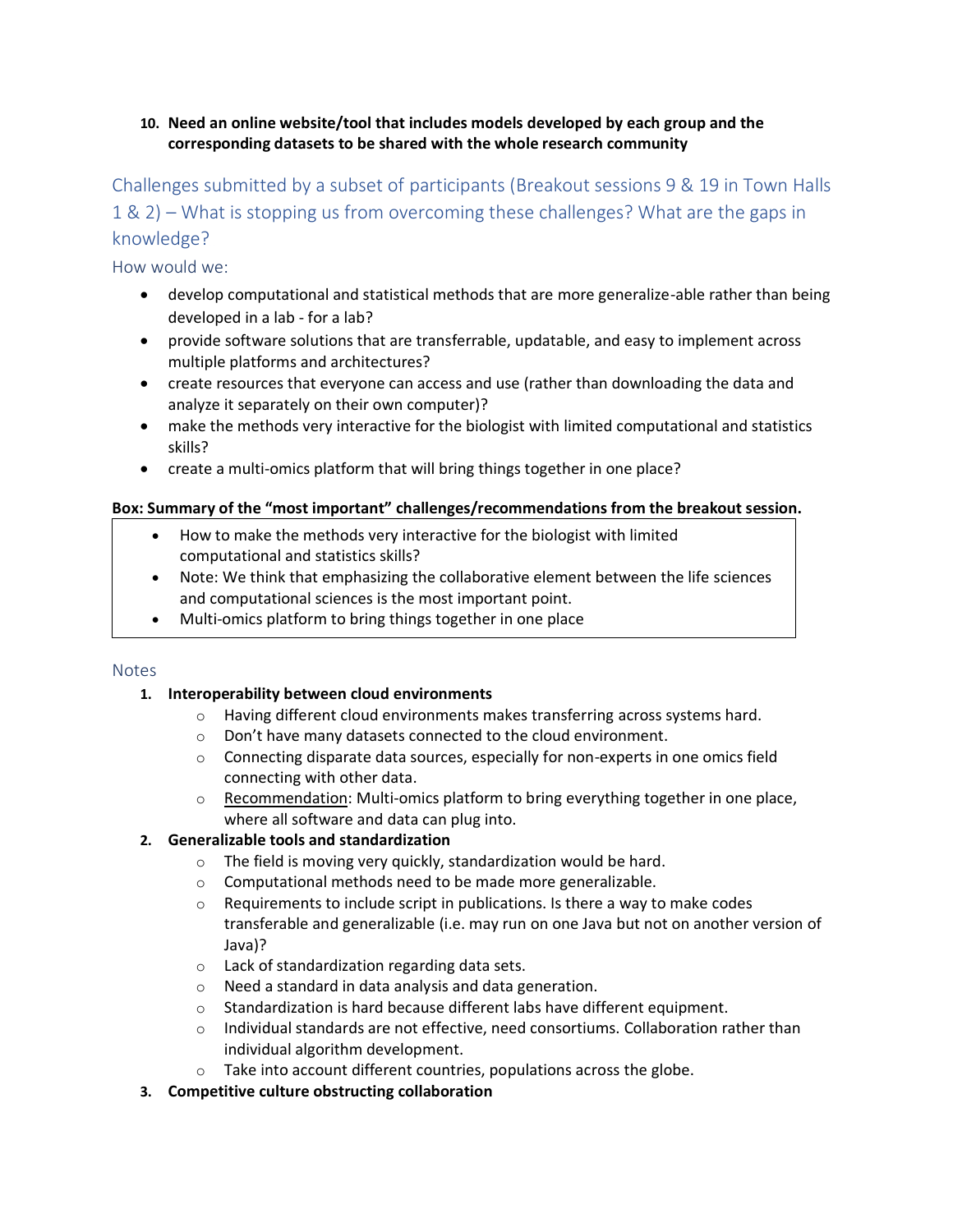10. **Need an online website/tool that includes models developed by each group and the corresponding datasets to be shared with the whole research community**

## Challenges submitted by a subset of participants (Breakout sessions 9 & 19 in Town Halls 1 & 2) – What is stopping us from overcoming these challenges? What are the gaps in knowledge?

### How would we:

- develop computational and statistical methods that are more generalize-able rather than being developed in a lab - for a lab?
- provide software solutions that are transferrable, updatable, and easy to implement across multiple platforms and architectures?
- create resources that everyone can access and use (rather than downloading the data and analyze it separately on their own computer)?
- make the methods very interactive for the biologist with limited computational and statistics skills?
- create a multi-omics platform that will bring things together in one place?

**Box: Summary of the "most important" challenges/recommendations from the breakout session.**

> - How to make the methods very interactive for the biologist with limited computational and statistics skills?
> - Note: We think that emphasizing the collaborative element between the life sciences and computational sciences is the most important point.
> - Multi-omics platform to bring things together in one place

### Notes

1. **Interoperability between cloud environments**
   - Having different cloud environments makes transferring across systems hard.
   - Don't have many datasets connected to the cloud environment.
   - Connecting disparate data sources, especially for non-experts in one omics field connecting with other data.
   - Recommendation: Multi-omics platform to bring everything together in one place, where all software and data can plug into.
2. **Generalizable tools and standardization**
   - The field is moving very quickly, standardization would be hard.
   - Computational methods need to be made more generalizable.
   - Requirements to include script in publications. Is there a way to make codes transferable and generalizable (i.e. may run on one Java but not on another version of Java)?
   - Lack of standardization regarding data sets.
   - Need a standard in data analysis and data generation.
   - Standardization is hard because different labs have different equipment.
   - Individual standards are not effective, need consortiums. Collaboration rather than individual algorithm development.
   - Take into account different countries, populations across the globe.
3. **Competitive culture obstructing collaboration**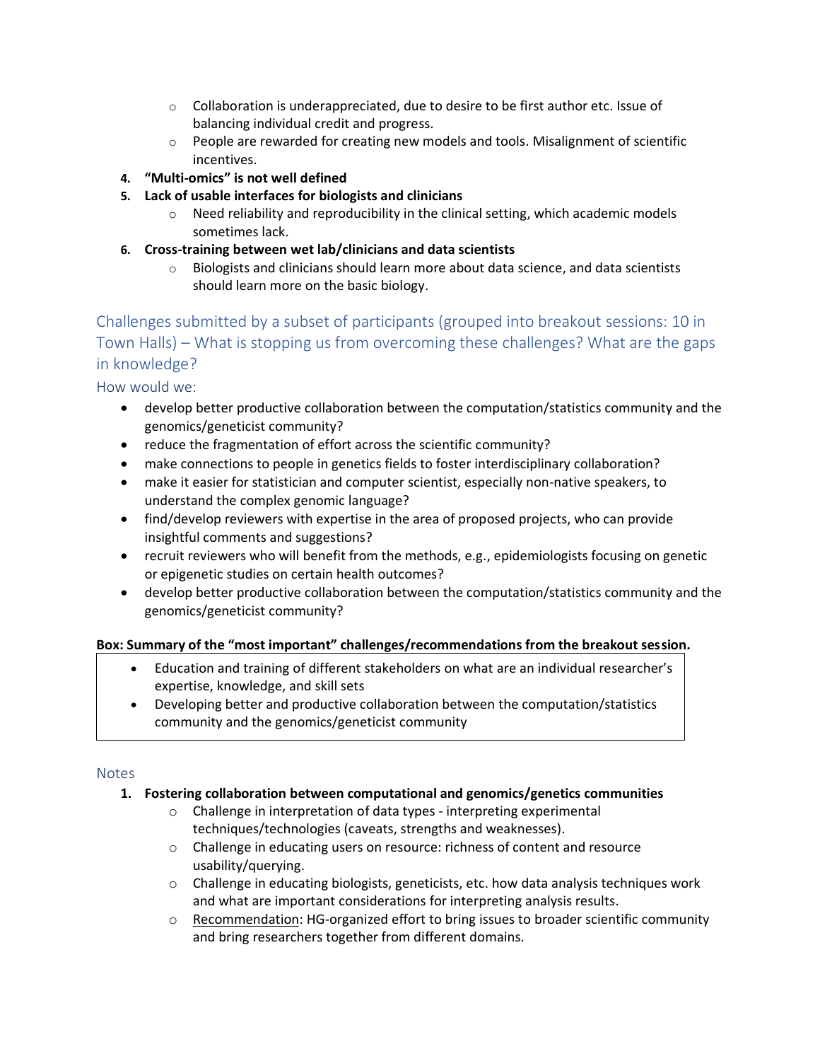- Collaboration is underappreciated, due to desire to be first author etc. Issue of balancing individual credit and progress.
- People are rewarded for creating new models and tools. Misalignment of scientific incentives.

4. **"Multi-omics" is not well defined**
5. **Lack of usable interfaces for biologists and clinicians**
    - Need reliability and reproducibility in the clinical setting, which academic models sometimes lack.
6. **Cross-training between wet lab/clinicians and data scientists**
    - Biologists and clinicians should learn more about data science, and data scientists should learn more on the basic biology.

## Challenges submitted by a subset of participants (grouped into breakout sessions: 10 in Town Halls) – What is stopping us from overcoming these challenges? What are the gaps in knowledge?

### How would we:

- develop better productive collaboration between the computation/statistics community and the genomics/geneticist community?
- reduce the fragmentation of effort across the scientific community?
- make connections to people in genetics fields to foster interdisciplinary collaboration?
- make it easier for statistician and computer scientist, especially non-native speakers, to understand the complex genomic language?
- find/develop reviewers with expertise in the area of proposed projects, who can provide insightful comments and suggestions?
- recruit reviewers who will benefit from the methods, e.g., epidemiologists focusing on genetic or epigenetic studies on certain health outcomes?
- develop better productive collaboration between the computation/statistics community and the genomics/geneticist community?

**Box: Summary of the "most important" challenges/recommendations from the breakout session.**

> - Education and training of different stakeholders on what are an individual researcher's expertise, knowledge, and skill sets
> - Developing better and productive collaboration between the computation/statistics community and the genomics/geneticist community

### Notes

1. **Fostering collaboration between computational and genomics/genetics communities**
    - Challenge in interpretation of data types - interpreting experimental techniques/technologies (caveats, strengths and weaknesses).
    - Challenge in educating users on resource: richness of content and resource usability/querying.
    - Challenge in educating biologists, geneticists, etc. how data analysis techniques work and what are important considerations for interpreting analysis results.
    - <u>Recommendation</u>: HG-organized effort to bring issues to broader scientific community and bring researchers together from different domains.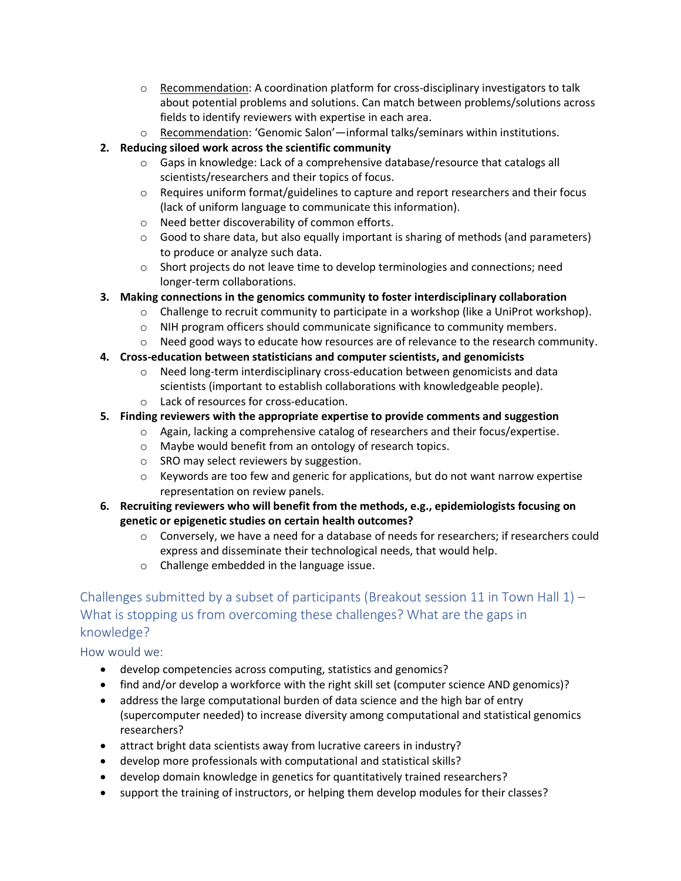- Recommendation: A coordination platform for cross-disciplinary investigators to talk about potential problems and solutions. Can match between problems/solutions across fields to identify reviewers with expertise in each area.
- Recommendation: 'Genomic Salon'—informal talks/seminars within institutions.

2. **Reducing siloed work across the scientific community**
   - Gaps in knowledge: Lack of a comprehensive database/resource that catalogs all scientists/researchers and their topics of focus.
   - Requires uniform format/guidelines to capture and report researchers and their focus (lack of uniform language to communicate this information).
   - Need better discoverability of common efforts.
   - Good to share data, but also equally important is sharing of methods (and parameters) to produce or analyze such data.
   - Short projects do not leave time to develop terminologies and connections; need longer-term collaborations.
3. **Making connections in the genomics community to foster interdisciplinary collaboration**
   - Challenge to recruit community to participate in a workshop (like a UniProt workshop).
   - NIH program officers should communicate significance to community members.
   - Need good ways to educate how resources are of relevance to the research community.
4. **Cross-education between statisticians and computer scientists, and genomicists**
   - Need long-term interdisciplinary cross-education between genomicists and data scientists (important to establish collaborations with knowledgeable people).
   - Lack of resources for cross-education.
5. **Finding reviewers with the appropriate expertise to provide comments and suggestion**
   - Again, lacking a comprehensive catalog of researchers and their focus/expertise.
   - Maybe would benefit from an ontology of research topics.
   - SRO may select reviewers by suggestion.
   - Keywords are too few and generic for applications, but do not want narrow expertise representation on review panels.
6. **Recruiting reviewers who will benefit from the methods, e.g., epidemiologists focusing on genetic or epigenetic studies on certain health outcomes?**
   - Conversely, we have a need for a database of needs for researchers; if researchers could express and disseminate their technological needs, that would help.
   - Challenge embedded in the language issue.

## Challenges submitted by a subset of participants (Breakout session 11 in Town Hall 1) – What is stopping us from overcoming these challenges? What are the gaps in knowledge?

### How would we:

- develop competencies across computing, statistics and genomics?
- find and/or develop a workforce with the right skill set (computer science AND genomics)?
- address the large computational burden of data science and the high bar of entry (supercomputer needed) to increase diversity among computational and statistical genomics researchers?
- attract bright data scientists away from lucrative careers in industry?
- develop more professionals with computational and statistical skills?
- develop domain knowledge in genetics for quantitatively trained researchers?
- support the training of instructors, or helping them develop modules for their classes?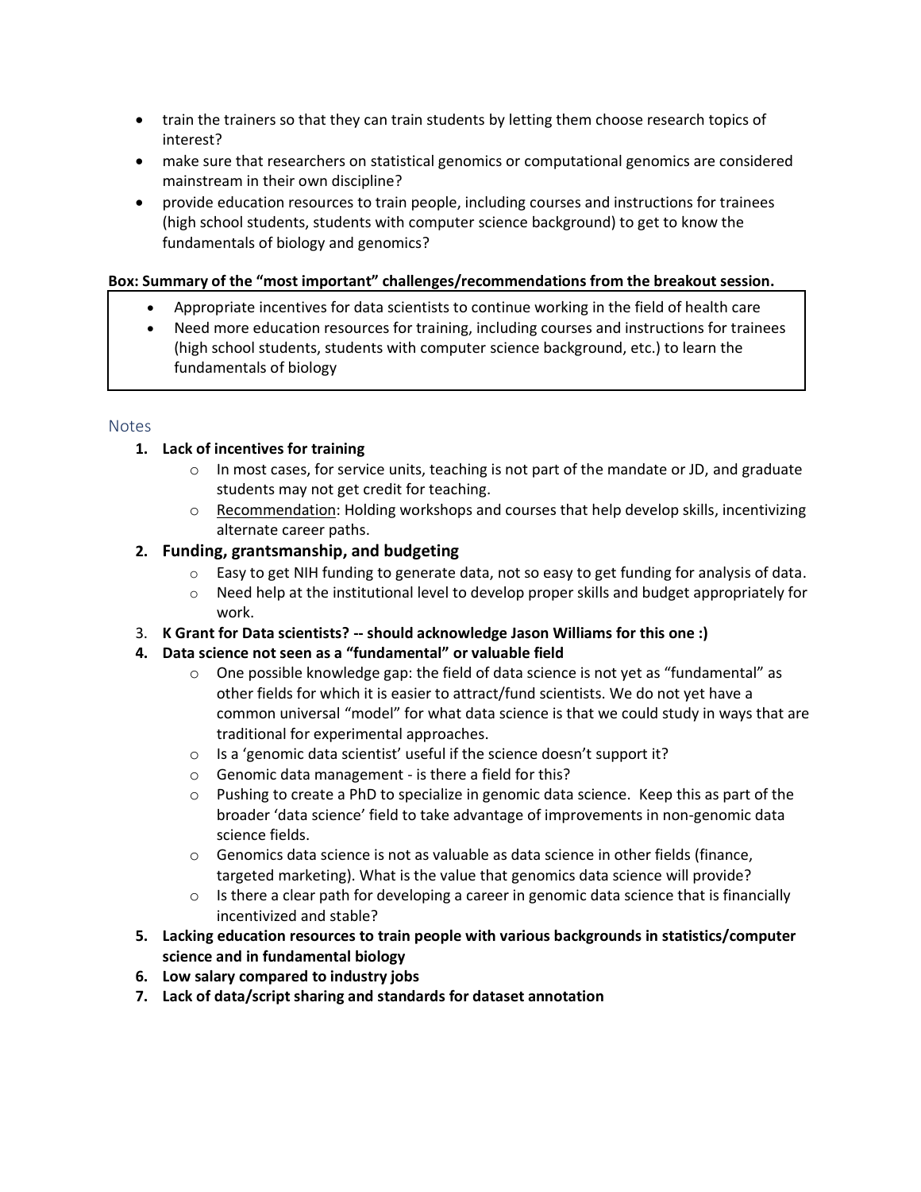- train the trainers so that they can train students by letting them choose research topics of interest?
- make sure that researchers on statistical genomics or computational genomics are considered mainstream in their own discipline?
- provide education resources to train people, including courses and instructions for trainees (high school students, students with computer science background) to get to know the fundamentals of biology and genomics?

**Box: Summary of the "most important" challenges/recommendations from the breakout session.**

> - Appropriate incentives for data scientists to continue working in the field of health care
> - Need more education resources for training, including courses and instructions for trainees (high school students, students with computer science background, etc.) to learn the fundamentals of biology

### Notes

1. **Lack of incentives for training**
   - In most cases, for service units, teaching is not part of the mandate or JD, and graduate students may not get credit for teaching.
   - Recommendation: Holding workshops and courses that help develop skills, incentivizing alternate career paths.
2. **Funding, grantsmanship, and budgeting**
   - Easy to get NIH funding to generate data, not so easy to get funding for analysis of data.
   - Need help at the institutional level to develop proper skills and budget appropriately for work.
3. **K Grant for Data scientists? -- should acknowledge Jason Williams for this one :)**
4. **Data science not seen as a "fundamental" or valuable field**
   - One possible knowledge gap: the field of data science is not yet as "fundamental" as other fields for which it is easier to attract/fund scientists. We do not yet have a common universal "model" for what data science is that we could study in ways that are traditional for experimental approaches.
   - Is a 'genomic data scientist' useful if the science doesn't support it?
   - Genomic data management - is there a field for this?
   - Pushing to create a PhD to specialize in genomic data science. Keep this as part of the broader 'data science' field to take advantage of improvements in non-genomic data science fields.
   - Genomics data science is not as valuable as data science in other fields (finance, targeted marketing). What is the value that genomics data science will provide?
   - Is there a clear path for developing a career in genomic data science that is financially incentivized and stable?
5. **Lacking education resources to train people with various backgrounds in statistics/computer science and in fundamental biology**
6. **Low salary compared to industry jobs**
7. **Lack of data/script sharing and standards for dataset annotation**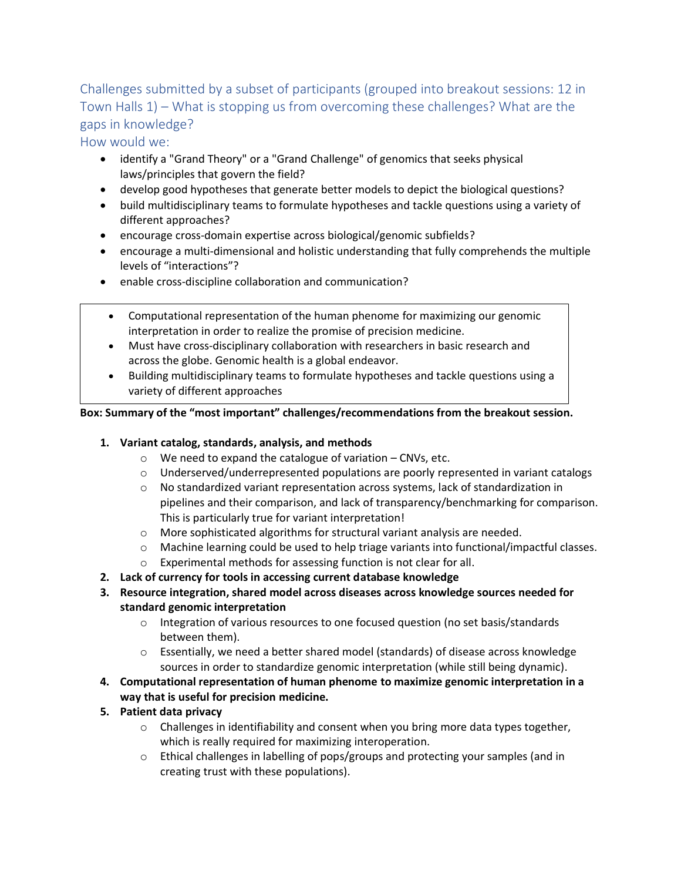## Challenges submitted by a subset of participants (grouped into breakout sessions: 12 in Town Halls 1) – What is stopping us from overcoming these challenges? What are the gaps in knowledge?

How would we:

- identify a "Grand Theory" or a "Grand Challenge" of genomics that seeks physical laws/principles that govern the field?
- develop good hypotheses that generate better models to depict the biological questions?
- build multidisciplinary teams to formulate hypotheses and tackle questions using a variety of different approaches?
- encourage cross-domain expertise across biological/genomic subfields?
- encourage a multi-dimensional and holistic understanding that fully comprehends the multiple levels of "interactions"?
- enable cross-discipline collaboration and communication?

> - Computational representation of the human phenome for maximizing our genomic interpretation in order to realize the promise of precision medicine.
> - Must have cross-disciplinary collaboration with researchers in basic research and across the globe. Genomic health is a global endeavor.
> - Building multidisciplinary teams to formulate hypotheses and tackle questions using a variety of different approaches

**Box: Summary of the "most important" challenges/recommendations from the breakout session.**

1. **Variant catalog, standards, analysis, and methods**
   - We need to expand the catalogue of variation – CNVs, etc.
   - Underserved/underrepresented populations are poorly represented in variant catalogs
   - No standardized variant representation across systems, lack of standardization in pipelines and their comparison, and lack of transparency/benchmarking for comparison. This is particularly true for variant interpretation!
   - More sophisticated algorithms for structural variant analysis are needed.
   - Machine learning could be used to help triage variants into functional/impactful classes.
   - Experimental methods for assessing function is not clear for all.
2. **Lack of currency for tools in accessing current database knowledge**
3. **Resource integration, shared model across diseases across knowledge sources needed for standard genomic interpretation**
   - Integration of various resources to one focused question (no set basis/standards between them).
   - Essentially, we need a better shared model (standards) of disease across knowledge sources in order to standardize genomic interpretation (while still being dynamic).
4. **Computational representation of human phenome to maximize genomic interpretation in a way that is useful for precision medicine.**
5. **Patient data privacy**
   - Challenges in identifiability and consent when you bring more data types together, which is really required for maximizing interoperation.
   - Ethical challenges in labelling of pops/groups and protecting your samples (and in creating trust with these populations).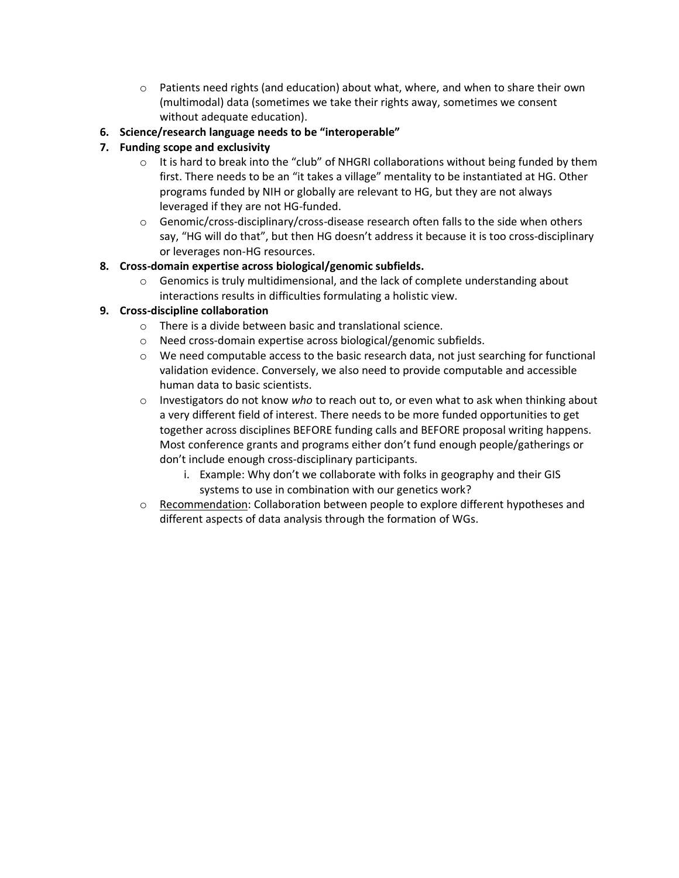- Patients need rights (and education) about what, where, and when to share their own (multimodal) data (sometimes we take their rights away, sometimes we consent without adequate education).

6. **Science/research language needs to be "interoperable"**
7. **Funding scope and exclusivity**
   - It is hard to break into the "club" of NHGRI collaborations without being funded by them first. There needs to be an "it takes a village" mentality to be instantiated at HG. Other programs funded by NIH or globally are relevant to HG, but they are not always leveraged if they are not HG-funded.
   - Genomic/cross-disciplinary/cross-disease research often falls to the side when others say, "HG will do that", but then HG doesn't address it because it is too cross-disciplinary or leverages non-HG resources.
8. **Cross-domain expertise across biological/genomic subfields.**
   - Genomics is truly multidimensional, and the lack of complete understanding about interactions results in difficulties formulating a holistic view.
9. **Cross-discipline collaboration**
   - There is a divide between basic and translational science.
   - Need cross-domain expertise across biological/genomic subfields.
   - We need computable access to the basic research data, not just searching for functional validation evidence. Conversely, we also need to provide computable and accessible human data to basic scientists.
   - Investigators do not know *who* to reach out to, or even what to ask when thinking about a very different field of interest. There needs to be more funded opportunities to get together across disciplines BEFORE funding calls and BEFORE proposal writing happens. Most conference grants and programs either don't fund enough people/gatherings or don't include enough cross-disciplinary participants.
     i. Example: Why don't we collaborate with folks in geography and their GIS systems to use in combination with our genetics work?
   - Recommendation: Collaboration between people to explore different hypotheses and different aspects of data analysis through the formation of WGs.